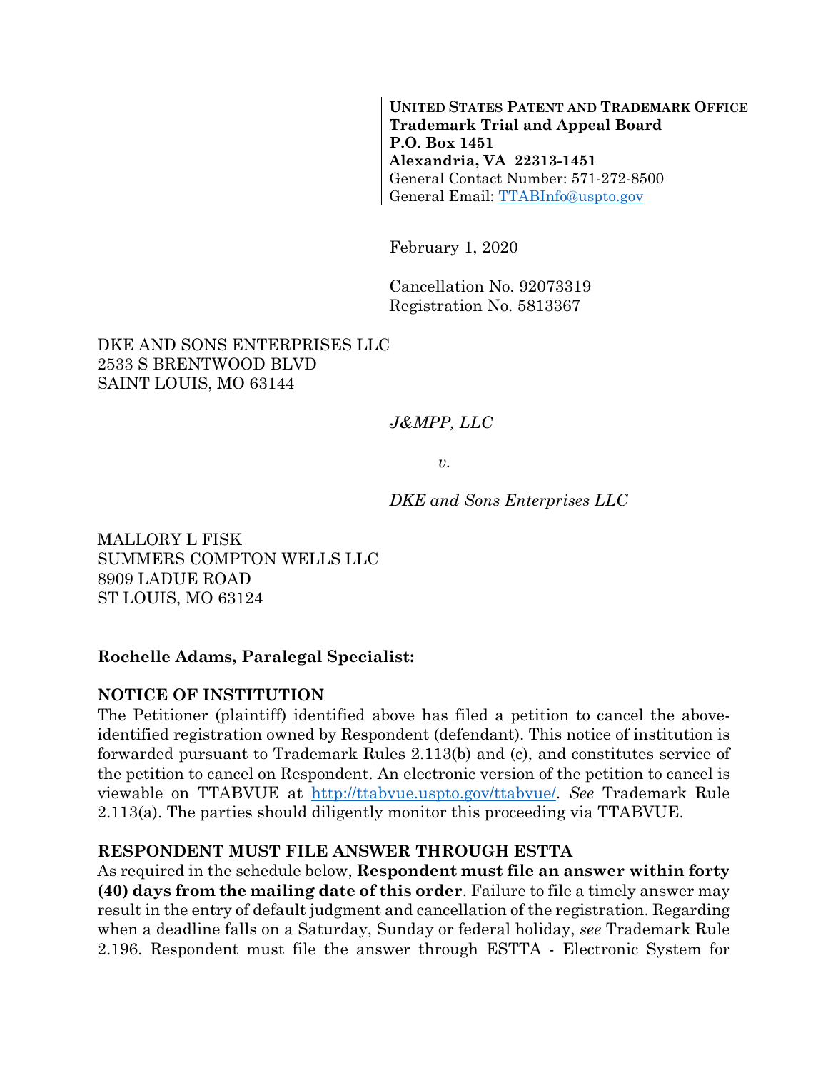**UNITED STATES PATENT AND TRADEMARK OFFICE**
**Trademark Trial and Appeal Board**
**P.O. Box 1451**
**Alexandria, VA 22313-1451**
General Contact Number: 571-272-8500
General Email: TTABInfo@uspto.gov

February 1, 2020

Cancellation No. 92073319
Registration No. 5813367

DKE AND SONS ENTERPRISES LLC
2533 S BRENTWOOD BLVD
SAINT LOUIS, MO 63144

*J&MPP, LLC*

*v.*

*DKE and Sons Enterprises LLC*

MALLORY L FISK
SUMMERS COMPTON WELLS LLC
8909 LADUE ROAD
ST LOUIS, MO 63124

**Rochelle Adams, Paralegal Specialist:**

**NOTICE OF INSTITUTION**

The Petitioner (plaintiff) identified above has filed a petition to cancel the above-identified registration owned by Respondent (defendant). This notice of institution is forwarded pursuant to Trademark Rules 2.113(b) and (c), and constitutes service of the petition to cancel on Respondent. An electronic version of the petition to cancel is viewable on TTABVUE at http://ttabvue.uspto.gov/ttabvue/. *See* Trademark Rule 2.113(a). The parties should diligently monitor this proceeding via TTABVUE.

**RESPONDENT MUST FILE ANSWER THROUGH ESTTA**

As required in the schedule below, **Respondent must file an answer within forty (40) days from the mailing date of this order**. Failure to file a timely answer may result in the entry of default judgment and cancellation of the registration. Regarding when a deadline falls on a Saturday, Sunday or federal holiday, *see* Trademark Rule 2.196. Respondent must file the answer through ESTTA - Electronic System for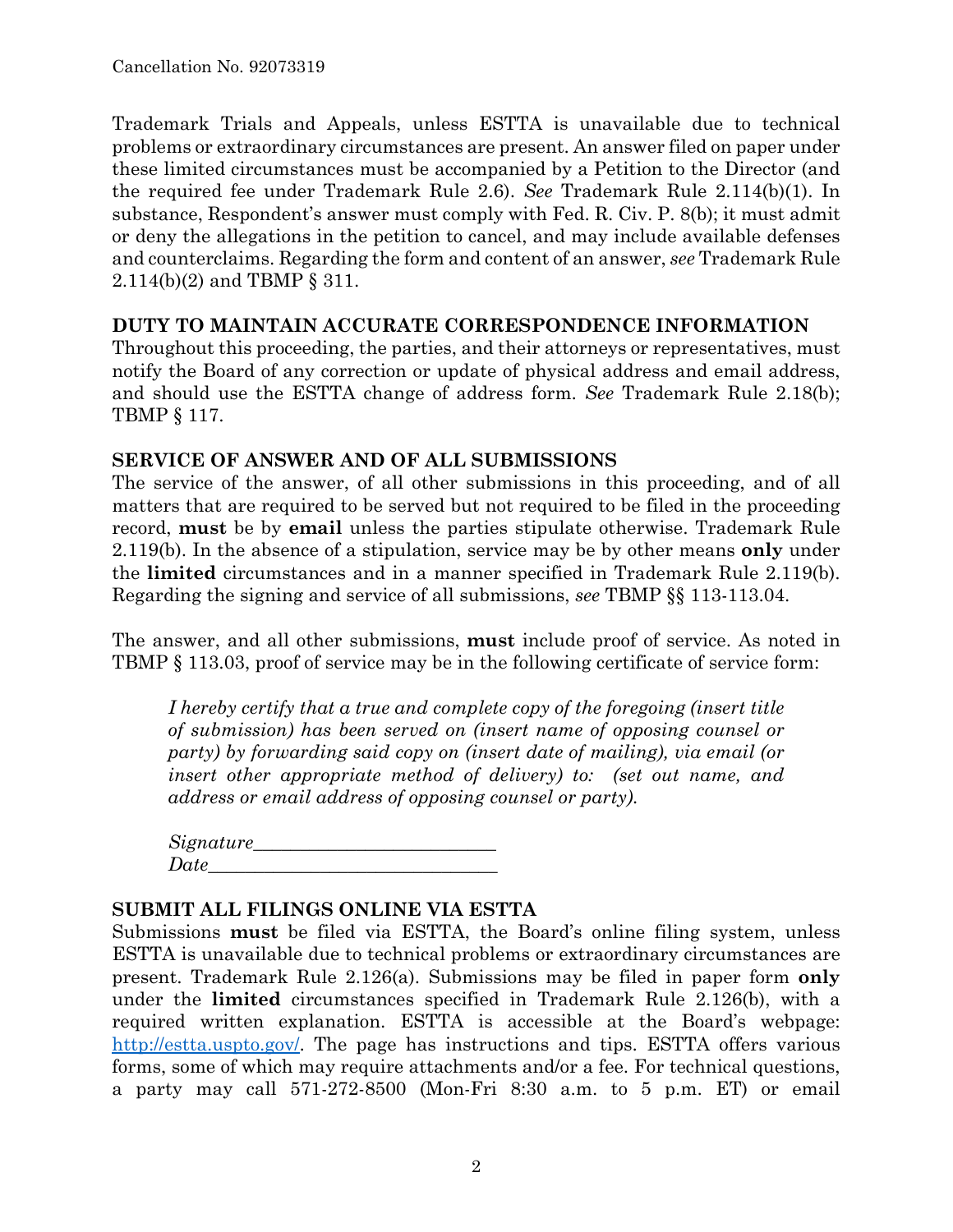Trademark Trials and Appeals, unless ESTTA is unavailable due to technical problems or extraordinary circumstances are present. An answer filed on paper under these limited circumstances must be accompanied by a Petition to the Director (and the required fee under Trademark Rule 2.6). *See* Trademark Rule 2.114(b)(1). In substance, Respondent's answer must comply with Fed. R. Civ. P. 8(b); it must admit or deny the allegations in the petition to cancel, and may include available defenses and counterclaims. Regarding the form and content of an answer, *see* Trademark Rule 2.114(b)(2) and TBMP § 311.

**DUTY TO MAINTAIN ACCURATE CORRESPONDENCE INFORMATION**

Throughout this proceeding, the parties, and their attorneys or representatives, must notify the Board of any correction or update of physical address and email address, and should use the ESTTA change of address form. *See* Trademark Rule 2.18(b); TBMP § 117.

**SERVICE OF ANSWER AND OF ALL SUBMISSIONS**

The service of the answer, of all other submissions in this proceeding, and of all matters that are required to be served but not required to be filed in the proceeding record, **must** be by **email** unless the parties stipulate otherwise. Trademark Rule 2.119(b). In the absence of a stipulation, service may be by other means **only** under the **limited** circumstances and in a manner specified in Trademark Rule 2.119(b). Regarding the signing and service of all submissions, *see* TBMP §§ 113-113.04.

The answer, and all other submissions, **must** include proof of service. As noted in TBMP § 113.03, proof of service may be in the following certificate of service form:

> *I hereby certify that a true and complete copy of the foregoing (insert title of submission) has been served on (insert name of opposing counsel or party) by forwarding said copy on (insert date of mailing), via email (or insert other appropriate method of delivery) to: (set out name, and address or email address of opposing counsel or party).*
>
> *Signature*__________________________
> *Date*______________________________

**SUBMIT ALL FILINGS ONLINE VIA ESTTA**

Submissions **must** be filed via ESTTA, the Board's online filing system, unless ESTTA is unavailable due to technical problems or extraordinary circumstances are present. Trademark Rule 2.126(a). Submissions may be filed in paper form **only** under the **limited** circumstances specified in Trademark Rule 2.126(b), with a required written explanation. ESTTA is accessible at the Board's webpage: http://estta.uspto.gov/. The page has instructions and tips. ESTTA offers various forms, some of which may require attachments and/or a fee. For technical questions, a party may call 571-272-8500 (Mon-Fri 8:30 a.m. to 5 p.m. ET) or email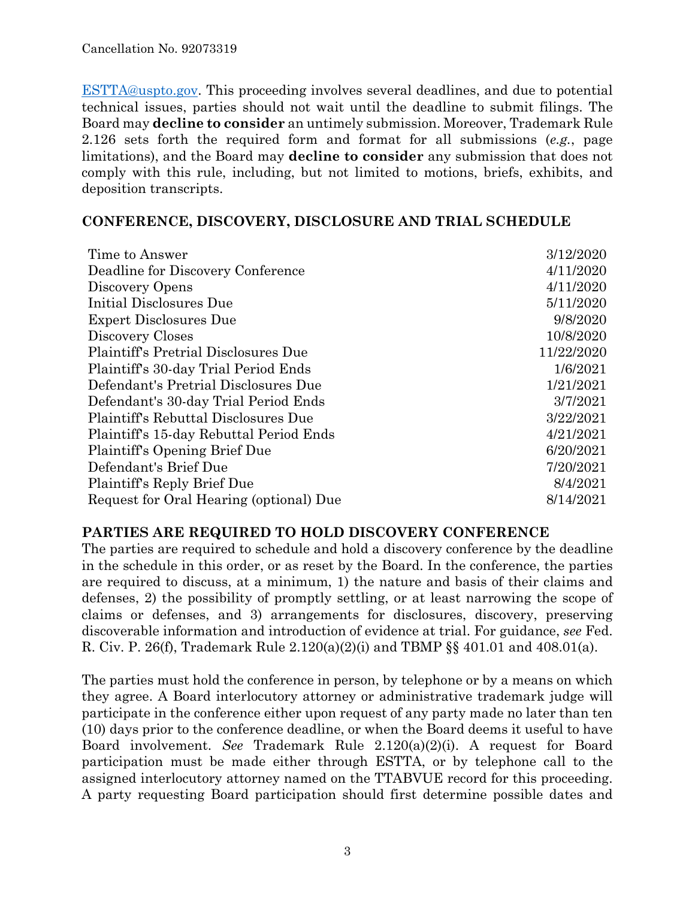ESTTA@uspto.gov. This proceeding involves several deadlines, and due to potential technical issues, parties should not wait until the deadline to submit filings. The Board may **decline to consider** an untimely submission. Moreover, Trademark Rule 2.126 sets forth the required form and format for all submissions (*e.g.*, page limitations), and the Board may **decline to consider** any submission that does not comply with this rule, including, but not limited to motions, briefs, exhibits, and deposition transcripts.

## CONFERENCE, DISCOVERY, DISCLOSURE AND TRIAL SCHEDULE

| | |
|---|---|
| Time to Answer | 3/12/2020 |
| Deadline for Discovery Conference | 4/11/2020 |
| Discovery Opens | 4/11/2020 |
| Initial Disclosures Due | 5/11/2020 |
| Expert Disclosures Due | 9/8/2020 |
| Discovery Closes | 10/8/2020 |
| Plaintiff's Pretrial Disclosures Due | 11/22/2020 |
| Plaintiff's 30-day Trial Period Ends | 1/6/2021 |
| Defendant's Pretrial Disclosures Due | 1/21/2021 |
| Defendant's 30-day Trial Period Ends | 3/7/2021 |
| Plaintiff's Rebuttal Disclosures Due | 3/22/2021 |
| Plaintiff's 15-day Rebuttal Period Ends | 4/21/2021 |
| Plaintiff's Opening Brief Due | 6/20/2021 |
| Defendant's Brief Due | 7/20/2021 |
| Plaintiff's Reply Brief Due | 8/4/2021 |
| Request for Oral Hearing (optional) Due | 8/14/2021 |

## PARTIES ARE REQUIRED TO HOLD DISCOVERY CONFERENCE

The parties are required to schedule and hold a discovery conference by the deadline in the schedule in this order, or as reset by the Board. In the conference, the parties are required to discuss, at a minimum, 1) the nature and basis of their claims and defenses, 2) the possibility of promptly settling, or at least narrowing the scope of claims or defenses, and 3) arrangements for disclosures, discovery, preserving discoverable information and introduction of evidence at trial. For guidance, *see* Fed. R. Civ. P. 26(f), Trademark Rule 2.120(a)(2)(i) and TBMP §§ 401.01 and 408.01(a).

The parties must hold the conference in person, by telephone or by a means on which they agree. A Board interlocutory attorney or administrative trademark judge will participate in the conference either upon request of any party made no later than ten (10) days prior to the conference deadline, or when the Board deems it useful to have Board involvement. *See* Trademark Rule 2.120(a)(2)(i). A request for Board participation must be made either through ESTTA, or by telephone call to the assigned interlocutory attorney named on the TTABVUE record for this proceeding. A party requesting Board participation should first determine possible dates and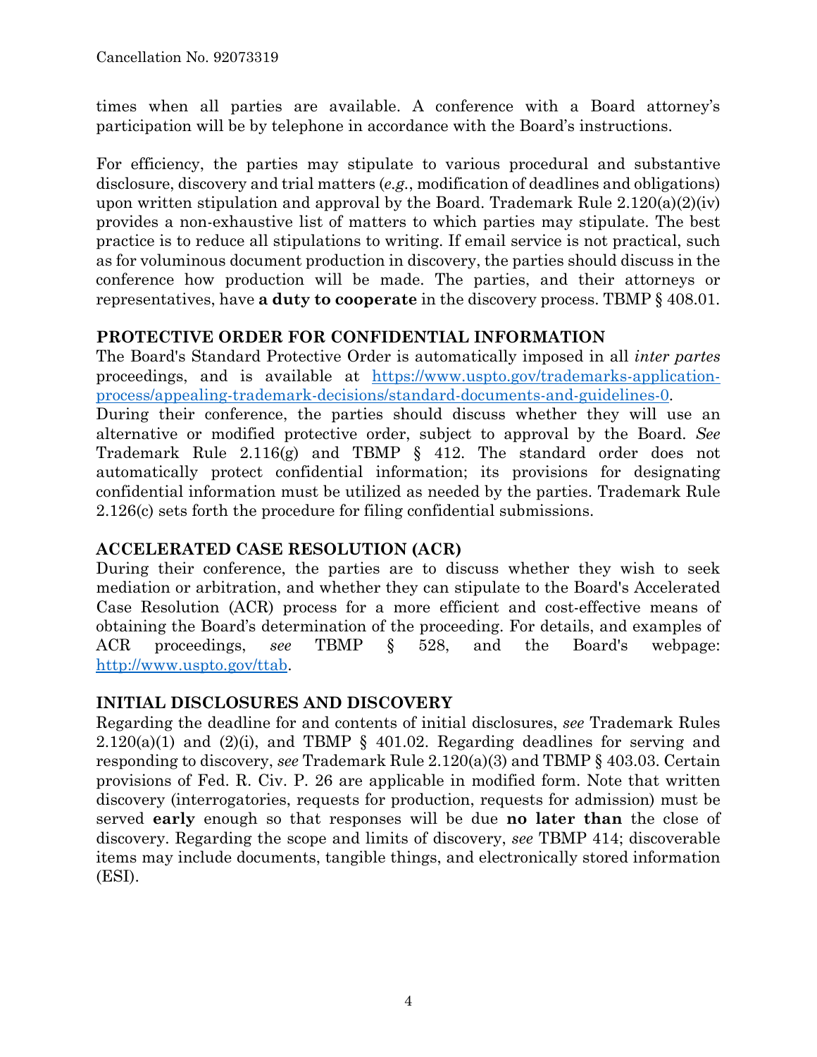times when all parties are available. A conference with a Board attorney's participation will be by telephone in accordance with the Board's instructions.

For efficiency, the parties may stipulate to various procedural and substantive disclosure, discovery and trial matters (*e.g.*, modification of deadlines and obligations) upon written stipulation and approval by the Board. Trademark Rule 2.120(a)(2)(iv) provides a non-exhaustive list of matters to which parties may stipulate. The best practice is to reduce all stipulations to writing. If email service is not practical, such as for voluminous document production in discovery, the parties should discuss in the conference how production will be made. The parties, and their attorneys or representatives, have **a duty to cooperate** in the discovery process. TBMP § 408.01.

## PROTECTIVE ORDER FOR CONFIDENTIAL INFORMATION

The Board's Standard Protective Order is automatically imposed in all *inter partes* proceedings, and is available at [https://www.uspto.gov/trademarks-application-process/appealing-trademark-decisions/standard-documents-and-guidelines-0](https://www.uspto.gov/trademarks-application-process/appealing-trademark-decisions/standard-documents-and-guidelines-0).

During their conference, the parties should discuss whether they will use an alternative or modified protective order, subject to approval by the Board. *See* Trademark Rule 2.116(g) and TBMP § 412. The standard order does not automatically protect confidential information; its provisions for designating confidential information must be utilized as needed by the parties. Trademark Rule 2.126(c) sets forth the procedure for filing confidential submissions.

## ACCELERATED CASE RESOLUTION (ACR)

During their conference, the parties are to discuss whether they wish to seek mediation or arbitration, and whether they can stipulate to the Board's Accelerated Case Resolution (ACR) process for a more efficient and cost-effective means of obtaining the Board's determination of the proceeding. For details, and examples of ACR proceedings, *see* TBMP § 528, and the Board's webpage: [http://www.uspto.gov/ttab](http://www.uspto.gov/ttab).

## INITIAL DISCLOSURES AND DISCOVERY

Regarding the deadline for and contents of initial disclosures, *see* Trademark Rules 2.120(a)(1) and (2)(i), and TBMP § 401.02. Regarding deadlines for serving and responding to discovery, *see* Trademark Rule 2.120(a)(3) and TBMP § 403.03. Certain provisions of Fed. R. Civ. P. 26 are applicable in modified form. Note that written discovery (interrogatories, requests for production, requests for admission) must be served **early** enough so that responses will be due **no later than** the close of discovery. Regarding the scope and limits of discovery, *see* TBMP 414; discoverable items may include documents, tangible things, and electronically stored information (ESI).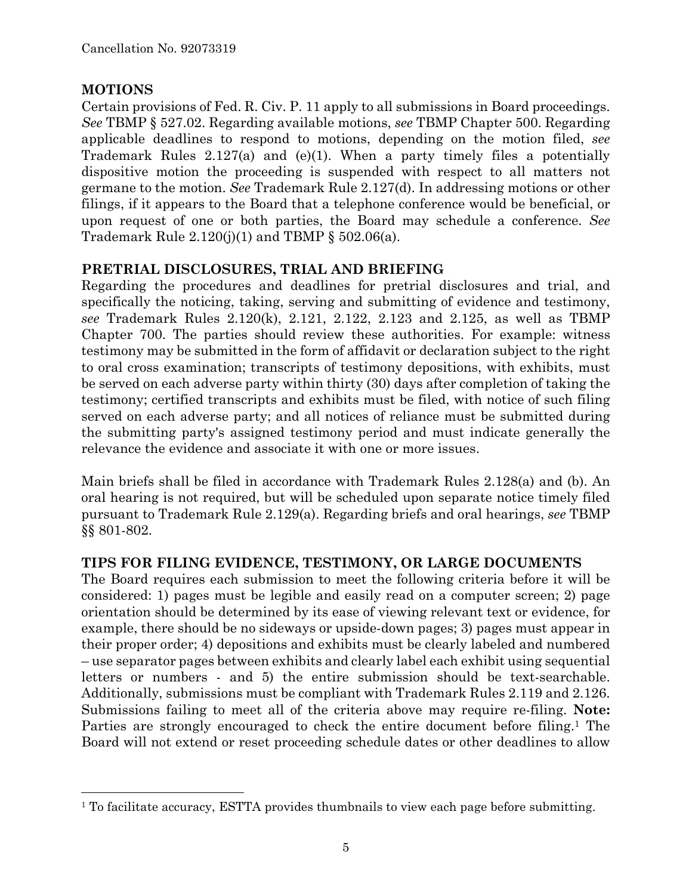## MOTIONS

Certain provisions of Fed. R. Civ. P. 11 apply to all submissions in Board proceedings. *See* TBMP § 527.02. Regarding available motions, *see* TBMP Chapter 500. Regarding applicable deadlines to respond to motions, depending on the motion filed, *see* Trademark Rules 2.127(a) and (e)(1). When a party timely files a potentially dispositive motion the proceeding is suspended with respect to all matters not germane to the motion. *See* Trademark Rule 2.127(d). In addressing motions or other filings, if it appears to the Board that a telephone conference would be beneficial, or upon request of one or both parties, the Board may schedule a conference. *See* Trademark Rule 2.120(j)(1) and TBMP § 502.06(a).

## PRETRIAL DISCLOSURES, TRIAL AND BRIEFING

Regarding the procedures and deadlines for pretrial disclosures and trial, and specifically the noticing, taking, serving and submitting of evidence and testimony, *see* Trademark Rules 2.120(k), 2.121, 2.122, 2.123 and 2.125, as well as TBMP Chapter 700. The parties should review these authorities. For example: witness testimony may be submitted in the form of affidavit or declaration subject to the right to oral cross examination; transcripts of testimony depositions, with exhibits, must be served on each adverse party within thirty (30) days after completion of taking the testimony; certified transcripts and exhibits must be filed, with notice of such filing served on each adverse party; and all notices of reliance must be submitted during the submitting party's assigned testimony period and must indicate generally the relevance the evidence and associate it with one or more issues.

Main briefs shall be filed in accordance with Trademark Rules 2.128(a) and (b). An oral hearing is not required, but will be scheduled upon separate notice timely filed pursuant to Trademark Rule 2.129(a). Regarding briefs and oral hearings, *see* TBMP §§ 801-802.

## TIPS FOR FILING EVIDENCE, TESTIMONY, OR LARGE DOCUMENTS

The Board requires each submission to meet the following criteria before it will be considered: 1) pages must be legible and easily read on a computer screen; 2) page orientation should be determined by its ease of viewing relevant text or evidence, for example, there should be no sideways or upside-down pages; 3) pages must appear in their proper order; 4) depositions and exhibits must be clearly labeled and numbered – use separator pages between exhibits and clearly label each exhibit using sequential letters or numbers - and 5) the entire submission should be text-searchable. Additionally, submissions must be compliant with Trademark Rules 2.119 and 2.126. Submissions failing to meet all of the criteria above may require re-filing. **Note:** Parties are strongly encouraged to check the entire document before filing.[1] The Board will not extend or reset proceeding schedule dates or other deadlines to allow

[1] To facilitate accuracy, ESTTA provides thumbnails to view each page before submitting.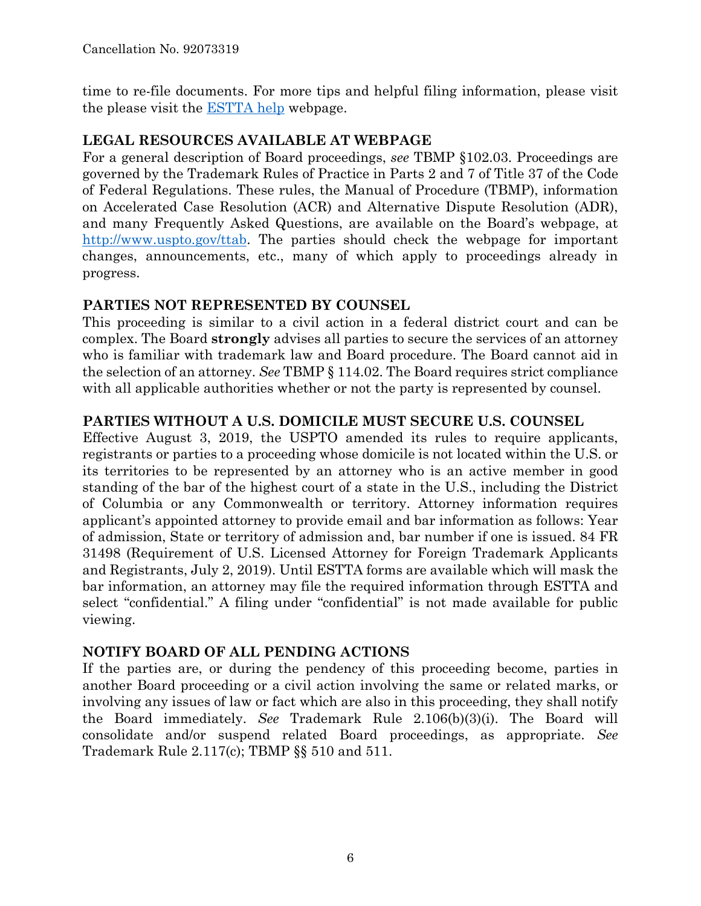time to re-file documents. For more tips and helpful filing information, please visit the please visit the [ESTTA help](#) webpage.

## LEGAL RESOURCES AVAILABLE AT WEBPAGE

For a general description of Board proceedings, *see* TBMP §102.03. Proceedings are governed by the Trademark Rules of Practice in Parts 2 and 7 of Title 37 of the Code of Federal Regulations. These rules, the Manual of Procedure (TBMP), information on Accelerated Case Resolution (ACR) and Alternative Dispute Resolution (ADR), and many Frequently Asked Questions, are available on the Board's webpage, at [http://www.uspto.gov/ttab](http://www.uspto.gov/ttab). The parties should check the webpage for important changes, announcements, etc., many of which apply to proceedings already in progress.

## PARTIES NOT REPRESENTED BY COUNSEL

This proceeding is similar to a civil action in a federal district court and can be complex. The Board **strongly** advises all parties to secure the services of an attorney who is familiar with trademark law and Board procedure. The Board cannot aid in the selection of an attorney. *See* TBMP § 114.02. The Board requires strict compliance with all applicable authorities whether or not the party is represented by counsel.

## PARTIES WITHOUT A U.S. DOMICILE MUST SECURE U.S. COUNSEL

Effective August 3, 2019, the USPTO amended its rules to require applicants, registrants or parties to a proceeding whose domicile is not located within the U.S. or its territories to be represented by an attorney who is an active member in good standing of the bar of the highest court of a state in the U.S., including the District of Columbia or any Commonwealth or territory. Attorney information requires applicant's appointed attorney to provide email and bar information as follows: Year of admission, State or territory of admission and, bar number if one is issued. 84 FR 31498 (Requirement of U.S. Licensed Attorney for Foreign Trademark Applicants and Registrants, July 2, 2019). Until ESTTA forms are available which will mask the bar information, an attorney may file the required information through ESTTA and select "confidential." A filing under "confidential" is not made available for public viewing.

## NOTIFY BOARD OF ALL PENDING ACTIONS

If the parties are, or during the pendency of this proceeding become, parties in another Board proceeding or a civil action involving the same or related marks, or involving any issues of law or fact which are also in this proceeding, they shall notify the Board immediately. *See* Trademark Rule 2.106(b)(3)(i). The Board will consolidate and/or suspend related Board proceedings, as appropriate. *See* Trademark Rule 2.117(c); TBMP §§ 510 and 511.